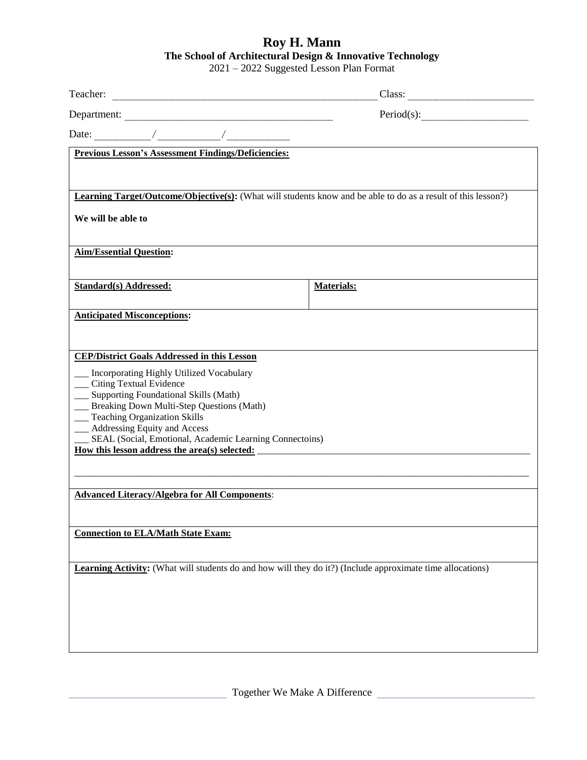# Roy H. Mann

## The School of Architectural Design & Innovative Technology

2021 – 2022 Suggested Lesson Plan Format

Teacher: ______________________________________________ Class: ______________________

Department: ____________________________________ Period(s):___________________

Date: _________/__________/__________

**Previous Lesson's Assessment Findings/Deficiencies:**

**Learning Target/Outcome/Objective(s):** (What will students know and be able to do as a result of this lesson?)

**We will be able to**

**Aim/Essential Question:**

| **Standard(s) Addressed:** | **Materials:** |
|---|---|
| | |

**Anticipated Misconceptions:**

**CEP/District Goals Addressed in this Lesson**

___ Incorporating Highly Utilized Vocabulary
___ Citing Textual Evidence
___ Supporting Foundational Skills (Math)
___ Breaking Down Multi-Step Questions (Math)
___ Teaching Organization Skills
___ Addressing Equity and Access
___ SEAL (Social, Emotional, Academic Learning Connectoins)

**How this lesson address the area(s) selected:** ________________________________________________

______________________________________________________________________________

**Advanced Literacy/Algebra for All Components**:

**Connection to ELA/Math State Exam:**

**Learning Activity:** (What will students do and how will they do it?) (Include approximate time allocations)

Together We Make A Difference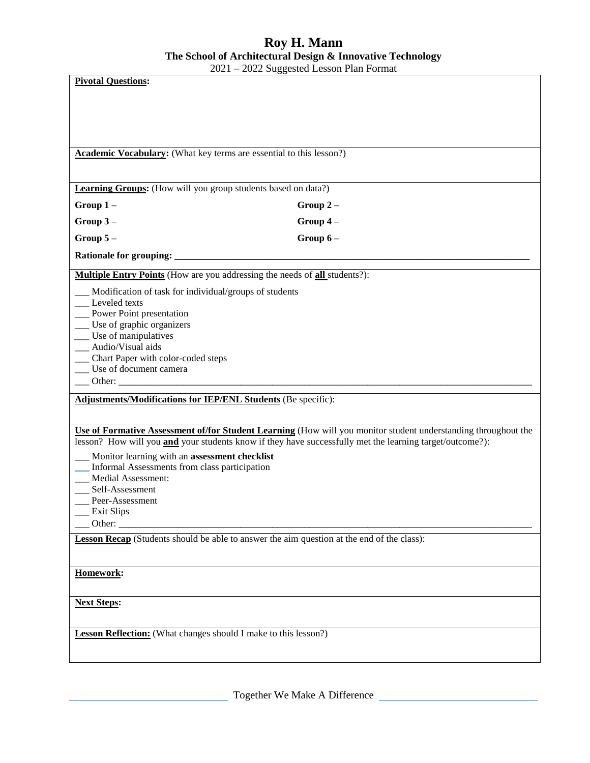# Roy H. Mann

### The School of Architectural Design & Innovative Technology

2021 – 2022 Suggested Lesson Plan Format

**Pivotal Questions:**

**Academic Vocabulary:** (What key terms are essential to this lesson?)

**Learning Groups:** (How will you group students based on data?)

**Group 1 –**

**Group 2 –**

**Group 3 –**

**Group 4 –**

**Group 5 –**

**Group 6 –**

**Rationale for grouping: ___________________________________________________________________________**

**Multiple Entry Points** (How are you addressing the needs of **all** students?):

___ Modification of task for individual/groups of students
___ Leveled texts
___ Power Point presentation
___ Use of graphic organizers
___ Use of manipulatives
___ Audio/Visual aids
___ Chart Paper with color-coded steps
___ Use of document camera
___ Other: ___________________________________________________________________________________________

**Adjustments/Modifications for IEP/ENL Students** (Be specific):

**Use of Formative Assessment of/for Student Learning** (How will you monitor student understanding throughout the lesson? How will you **and** your students know if they have successfully met the learning target/outcome?):

___ Monitor learning with an **assessment checklist**
___ Informal Assessments from class participation
___ Medial Assessment:
___ Self-Assessment
___ Peer-Assessment
___ Exit Slips
___ Other: ___________________________________________________________________________________________

**Lesson Recap** (Students should be able to answer the aim question at the end of the class):

**Homework:**

**Next Steps:**

**Lesson Reflection:** (What changes should I make to this lesson?)

Together We Make A Difference